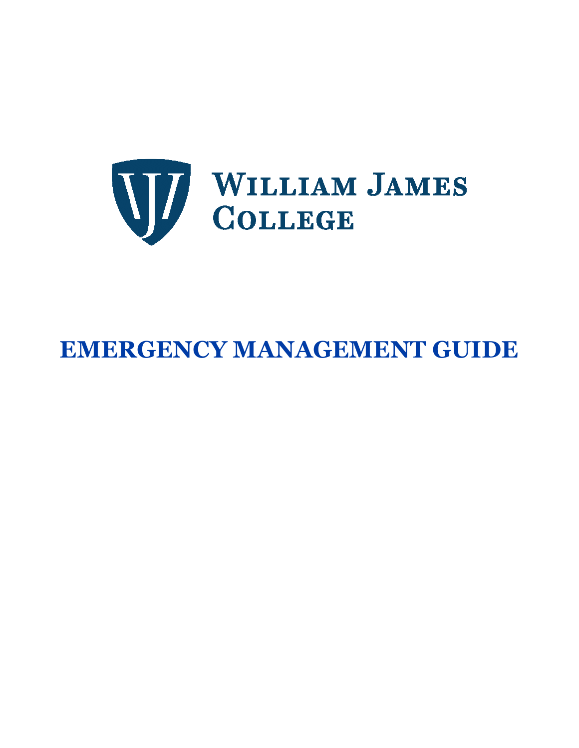WILLIAM JAMES COLLEGE

# EMERGENCY MANAGEMENT GUIDE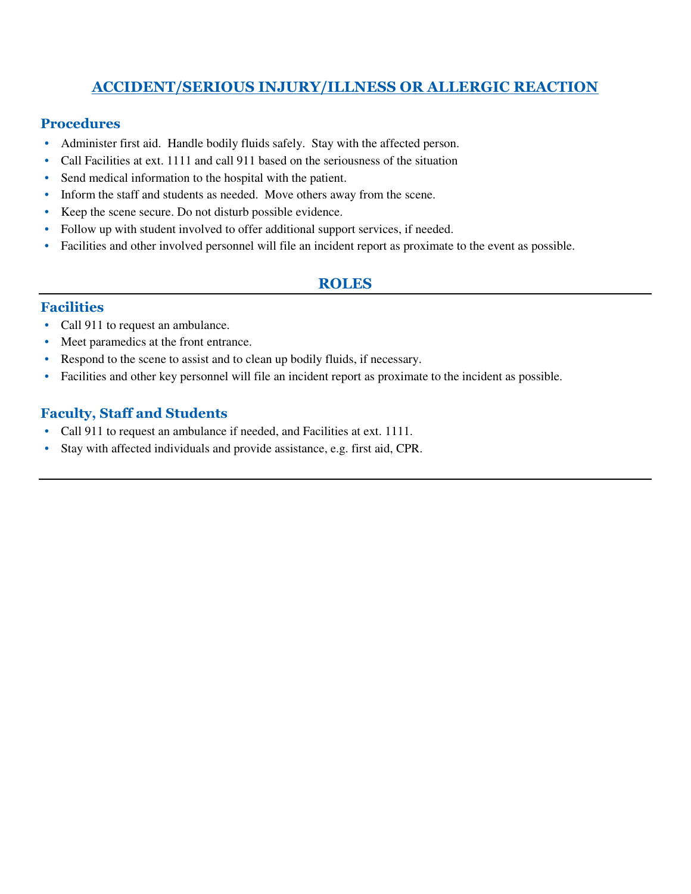# ACCIDENT/SERIOUS INJURY/ILLNESS OR ALLERGIC REACTION

## Procedures

- Administer first aid. Handle bodily fluids safely. Stay with the affected person.
- Call Facilities at ext. 1111 and call 911 based on the seriousness of the situation
- Send medical information to the hospital with the patient.
- Inform the staff and students as needed. Move others away from the scene.
- Keep the scene secure. Do not disturb possible evidence.
- Follow up with student involved to offer additional support services, if needed.
- Facilities and other involved personnel will file an incident report as proximate to the event as possible.

## ROLES

### Facilities

- Call 911 to request an ambulance.
- Meet paramedics at the front entrance.
- Respond to the scene to assist and to clean up bodily fluids, if necessary.
- Facilities and other key personnel will file an incident report as proximate to the incident as possible.

### Faculty, Staff and Students

- Call 911 to request an ambulance if needed, and Facilities at ext. 1111.
- Stay with affected individuals and provide assistance, e.g. first aid, CPR.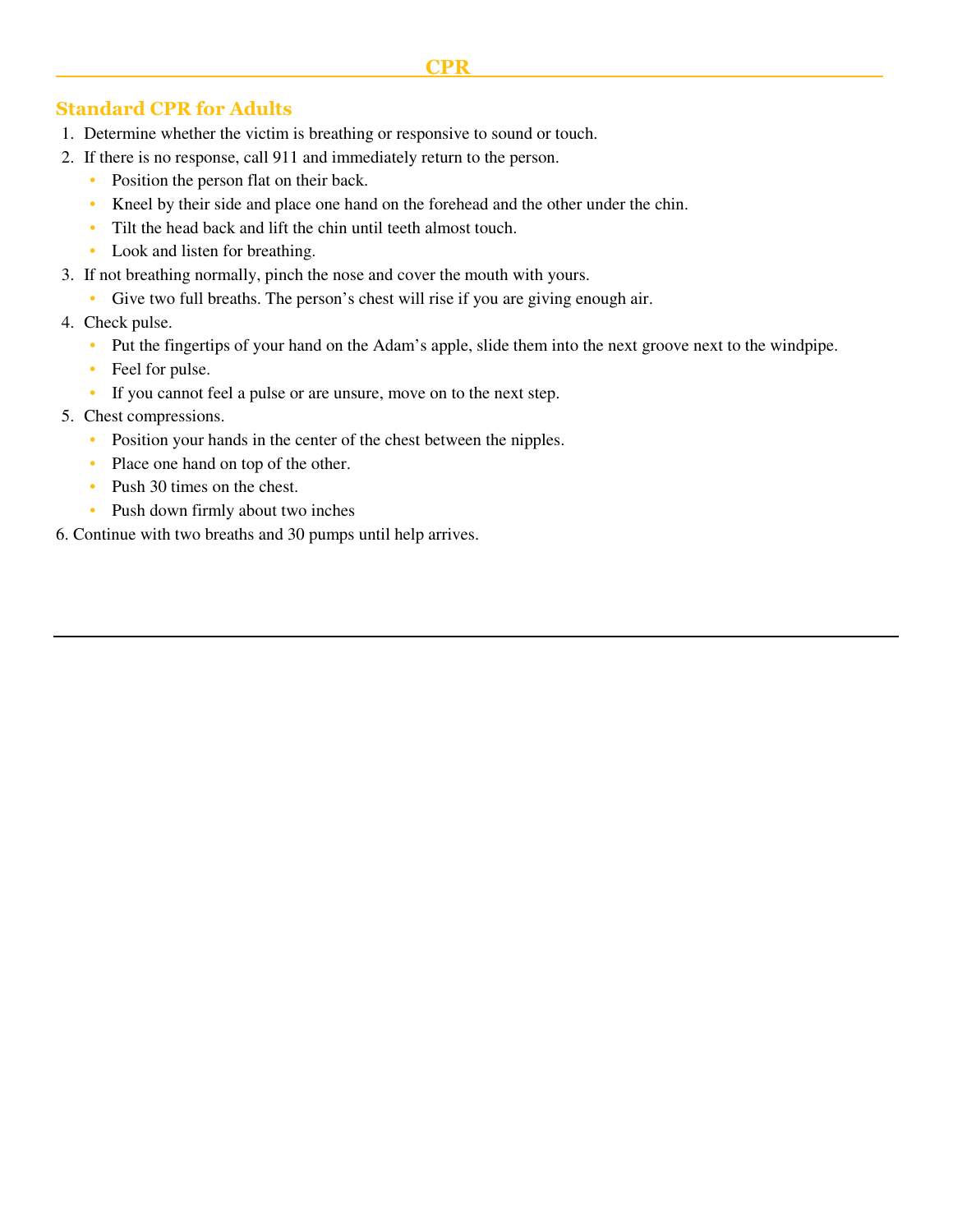# CPR

## Standard CPR for Adults

1. Determine whether the victim is breathing or responsive to sound or touch.
2. If there is no response, call 911 and immediately return to the person.
    - Position the person flat on their back.
    - Kneel by their side and place one hand on the forehead and the other under the chin.
    - Tilt the head back and lift the chin until teeth almost touch.
    - Look and listen for breathing.
3. If not breathing normally, pinch the nose and cover the mouth with yours.
    - Give two full breaths. The person's chest will rise if you are giving enough air.
4. Check pulse.
    - Put the fingertips of your hand on the Adam's apple, slide them into the next groove next to the windpipe.
    - Feel for pulse.
    - If you cannot feel a pulse or are unsure, move on to the next step.
5. Chest compressions.
    - Position your hands in the center of the chest between the nipples.
    - Place one hand on top of the other.
    - Push 30 times on the chest.
    - Push down firmly about two inches

6. Continue with two breaths and 30 pumps until help arrives.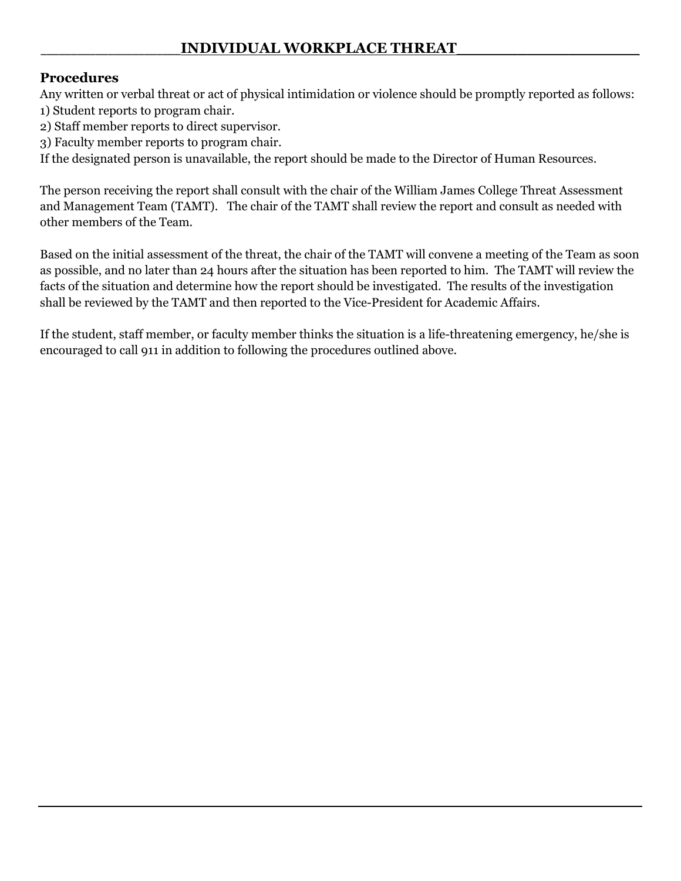## INDIVIDUAL WORKPLACE THREAT

### Procedures

Any written or verbal threat or act of physical intimidation or violence should be promptly reported as follows:

1) Student reports to program chair.
2) Staff member reports to direct supervisor.
3) Faculty member reports to program chair.

If the designated person is unavailable, the report should be made to the Director of Human Resources.

The person receiving the report shall consult with the chair of the William James College Threat Assessment and Management Team (TAMT). The chair of the TAMT shall review the report and consult as needed with other members of the Team.

Based on the initial assessment of the threat, the chair of the TAMT will convene a meeting of the Team as soon as possible, and no later than 24 hours after the situation has been reported to him. The TAMT will review the facts of the situation and determine how the report should be investigated. The results of the investigation shall be reviewed by the TAMT and then reported to the Vice-President for Academic Affairs.

If the student, staff member, or faculty member thinks the situation is a life-threatening emergency, he/she is encouraged to call 911 in addition to following the procedures outlined above.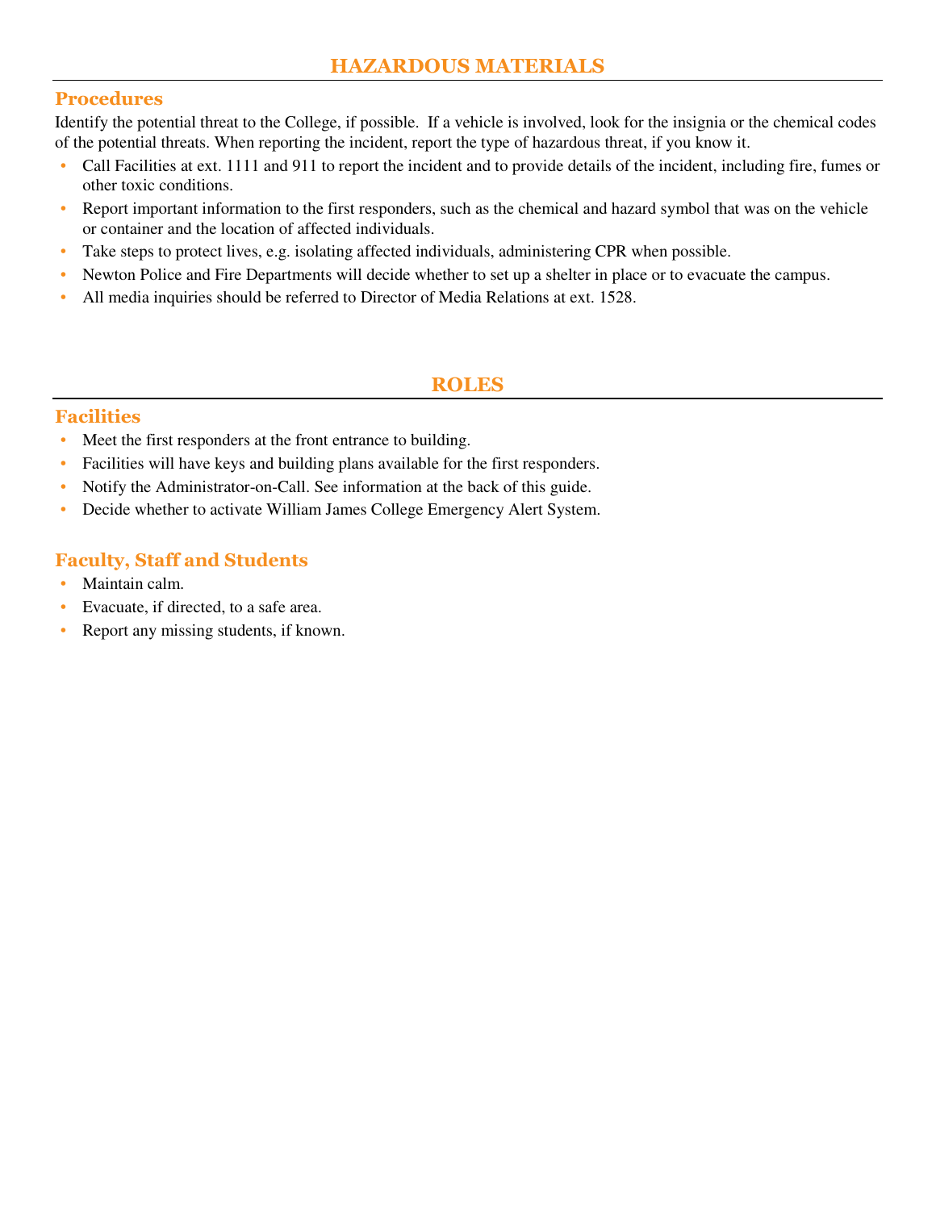# HAZARDOUS MATERIALS

## Procedures

Identify the potential threat to the College, if possible. If a vehicle is involved, look for the insignia or the chemical codes of the potential threats. When reporting the incident, report the type of hazardous threat, if you know it.

- Call Facilities at ext. 1111 and 911 to report the incident and to provide details of the incident, including fire, fumes or other toxic conditions.
- Report important information to the first responders, such as the chemical and hazard symbol that was on the vehicle or container and the location of affected individuals.
- Take steps to protect lives, e.g. isolating affected individuals, administering CPR when possible.
- Newton Police and Fire Departments will decide whether to set up a shelter in place or to evacuate the campus.
- All media inquiries should be referred to Director of Media Relations at ext. 1528.

# ROLES

## Facilities

- Meet the first responders at the front entrance to building.
- Facilities will have keys and building plans available for the first responders.
- Notify the Administrator-on-Call. See information at the back of this guide.
- Decide whether to activate William James College Emergency Alert System.

## Faculty, Staff and Students

- Maintain calm.
- Evacuate, if directed, to a safe area.
- Report any missing students, if known.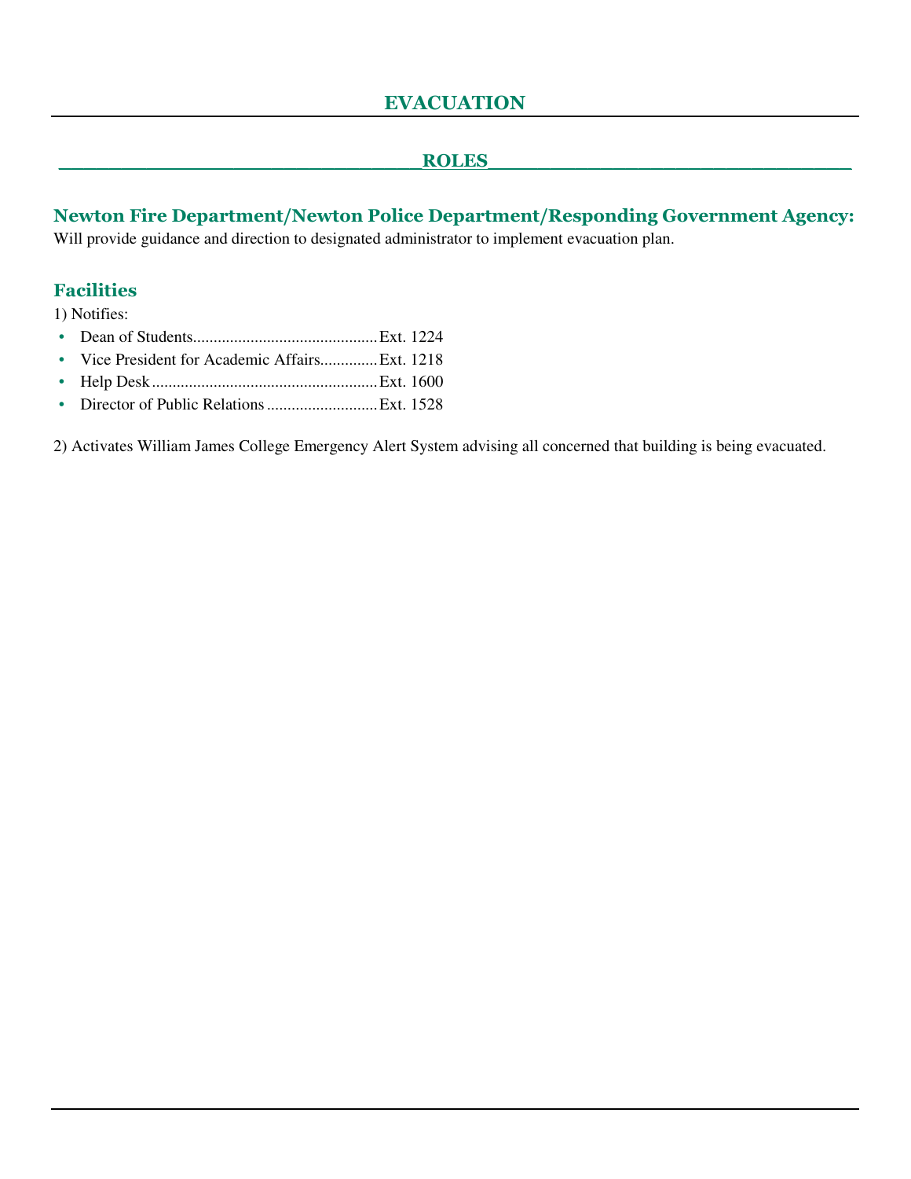# EVACUATION

## ROLES

### Newton Fire Department/Newton Police Department/Responding Government Agency:

Will provide guidance and direction to designated administrator to implement evacuation plan.

### Facilities

1) Notifies:

- Dean of Students............................................Ext. 1224
- Vice President for Academic Affairs..............Ext. 1218
- Help Desk.......................................................Ext. 1600
- Director of Public Relations...........................Ext. 1528

2) Activates William James College Emergency Alert System advising all concerned that building is being evacuated.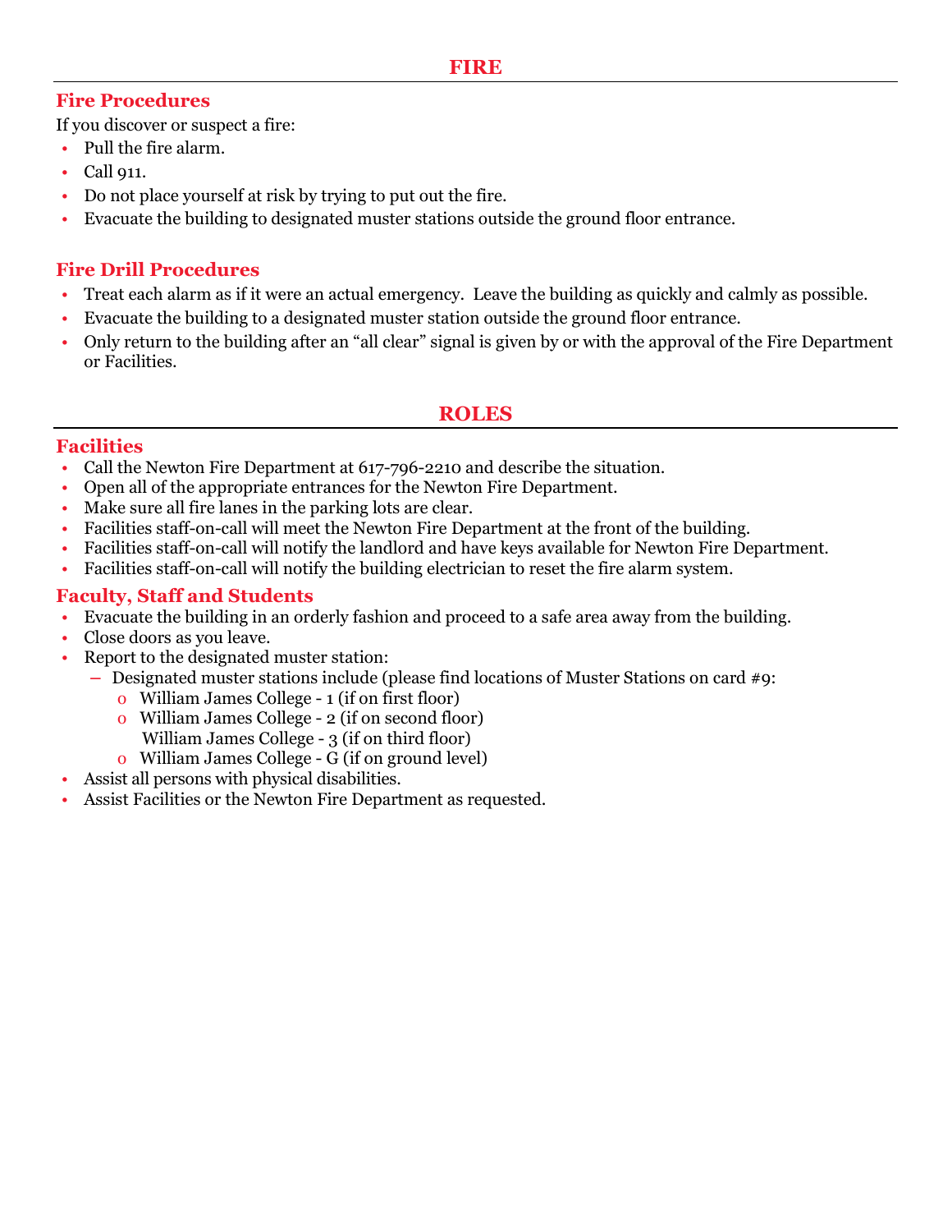# FIRE

## Fire Procedures

If you discover or suspect a fire:

- Pull the fire alarm.
- Call 911.
- Do not place yourself at risk by trying to put out the fire.
- Evacuate the building to designated muster stations outside the ground floor entrance.

## Fire Drill Procedures

- Treat each alarm as if it were an actual emergency. Leave the building as quickly and calmly as possible.
- Evacuate the building to a designated muster station outside the ground floor entrance.
- Only return to the building after an "all clear" signal is given by or with the approval of the Fire Department or Facilities.

# ROLES

## Facilities

- Call the Newton Fire Department at 617-796-2210 and describe the situation.
- Open all of the appropriate entrances for the Newton Fire Department.
- Make sure all fire lanes in the parking lots are clear.
- Facilities staff-on-call will meet the Newton Fire Department at the front of the building.
- Facilities staff-on-call will notify the landlord and have keys available for Newton Fire Department.
- Facilities staff-on-call will notify the building electrician to reset the fire alarm system.

## Faculty, Staff and Students

- Evacuate the building in an orderly fashion and proceed to a safe area away from the building.
- Close doors as you leave.
- Report to the designated muster station:
  - Designated muster stations include (please find locations of Muster Stations on card #9:
    - William James College - 1 (if on first floor)
    - William James College - 2 (if on second floor)
      William James College - 3 (if on third floor)
    - William James College - G (if on ground level)
- Assist all persons with physical disabilities.
- Assist Facilities or the Newton Fire Department as requested.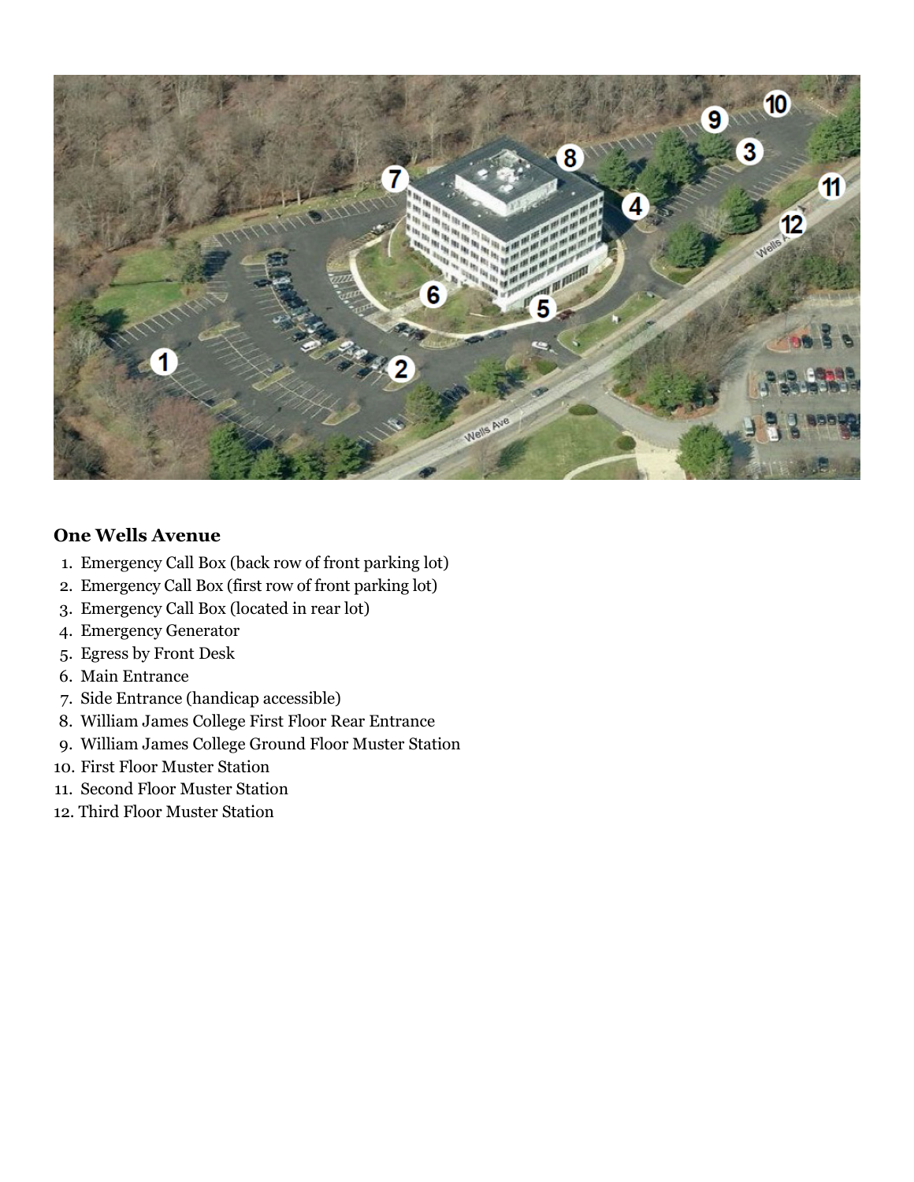### One Wells Avenue

1. Emergency Call Box (back row of front parking lot)
2. Emergency Call Box (first row of front parking lot)
3. Emergency Call Box (located in rear lot)
4. Emergency Generator
5. Egress by Front Desk
6. Main Entrance
7. Side Entrance (handicap accessible)
8. William James College First Floor Rear Entrance
9. William James College Ground Floor Muster Station
10. First Floor Muster Station
11. Second Floor Muster Station
12. Third Floor Muster Station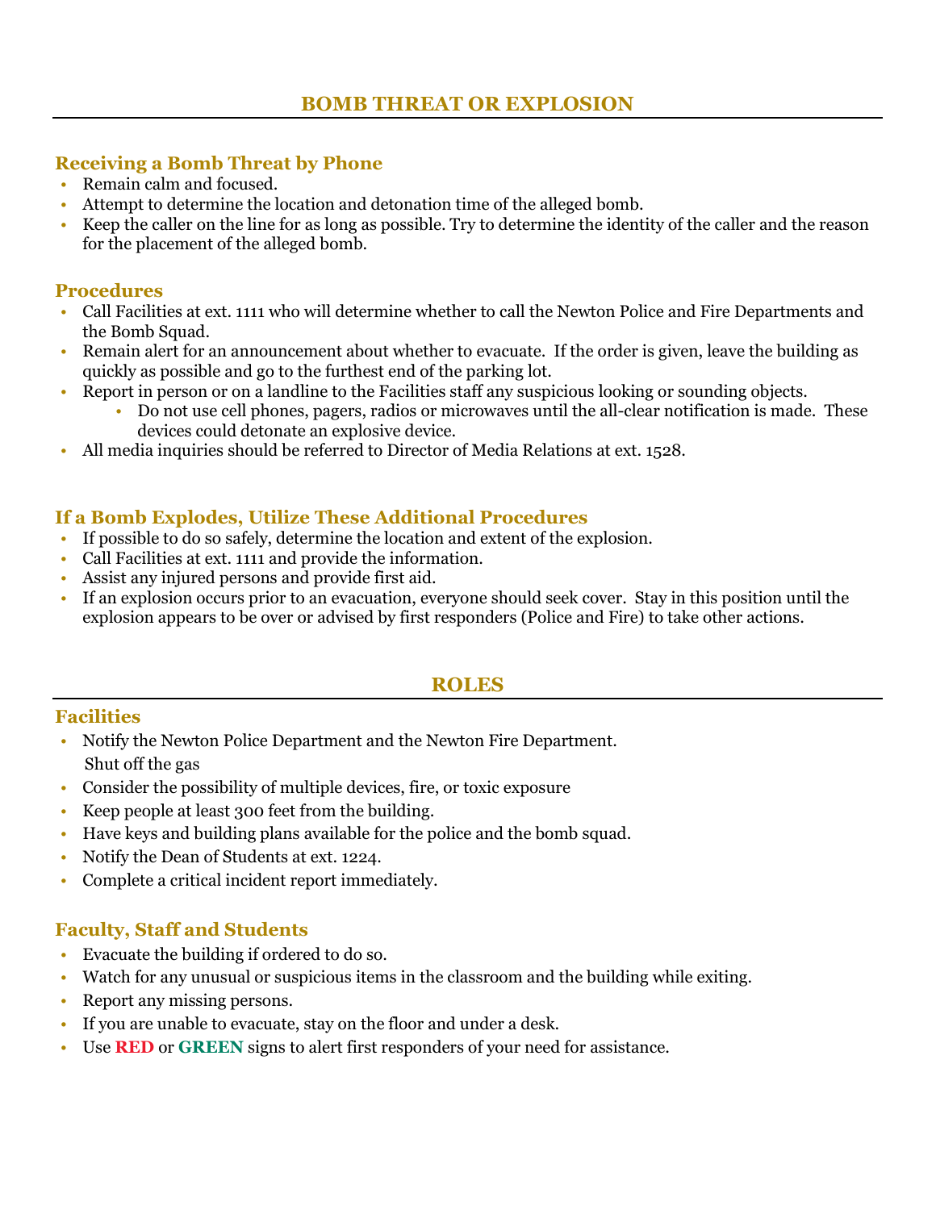# BOMB THREAT OR EXPLOSION

## Receiving a Bomb Threat by Phone

- Remain calm and focused.
- Attempt to determine the location and detonation time of the alleged bomb.
- Keep the caller on the line for as long as possible. Try to determine the identity of the caller and the reason for the placement of the alleged bomb.

## Procedures

- Call Facilities at ext. 1111 who will determine whether to call the Newton Police and Fire Departments and the Bomb Squad.
- Remain alert for an announcement about whether to evacuate. If the order is given, leave the building as quickly as possible and go to the furthest end of the parking lot.
- Report in person or on a landline to the Facilities staff any suspicious looking or sounding objects.
    - Do not use cell phones, pagers, radios or microwaves until the all-clear notification is made. These devices could detonate an explosive device.
- All media inquiries should be referred to Director of Media Relations at ext. 1528.

## If a Bomb Explodes, Utilize These Additional Procedures

- If possible to do so safely, determine the location and extent of the explosion.
- Call Facilities at ext. 1111 and provide the information.
- Assist any injured persons and provide first aid.
- If an explosion occurs prior to an evacuation, everyone should seek cover. Stay in this position until the explosion appears to be over or advised by first responders (Police and Fire) to take other actions.

# ROLES

## Facilities

- Notify the Newton Police Department and the Newton Fire Department.
  Shut off the gas
- Consider the possibility of multiple devices, fire, or toxic exposure
- Keep people at least 300 feet from the building.
- Have keys and building plans available for the police and the bomb squad.
- Notify the Dean of Students at ext. 1224.
- Complete a critical incident report immediately.

## Faculty, Staff and Students

- Evacuate the building if ordered to do so.
- Watch for any unusual or suspicious items in the classroom and the building while exiting.
- Report any missing persons.
- If you are unable to evacuate, stay on the floor and under a desk.
- Use **RED** or **GREEN** signs to alert first responders of your need for assistance.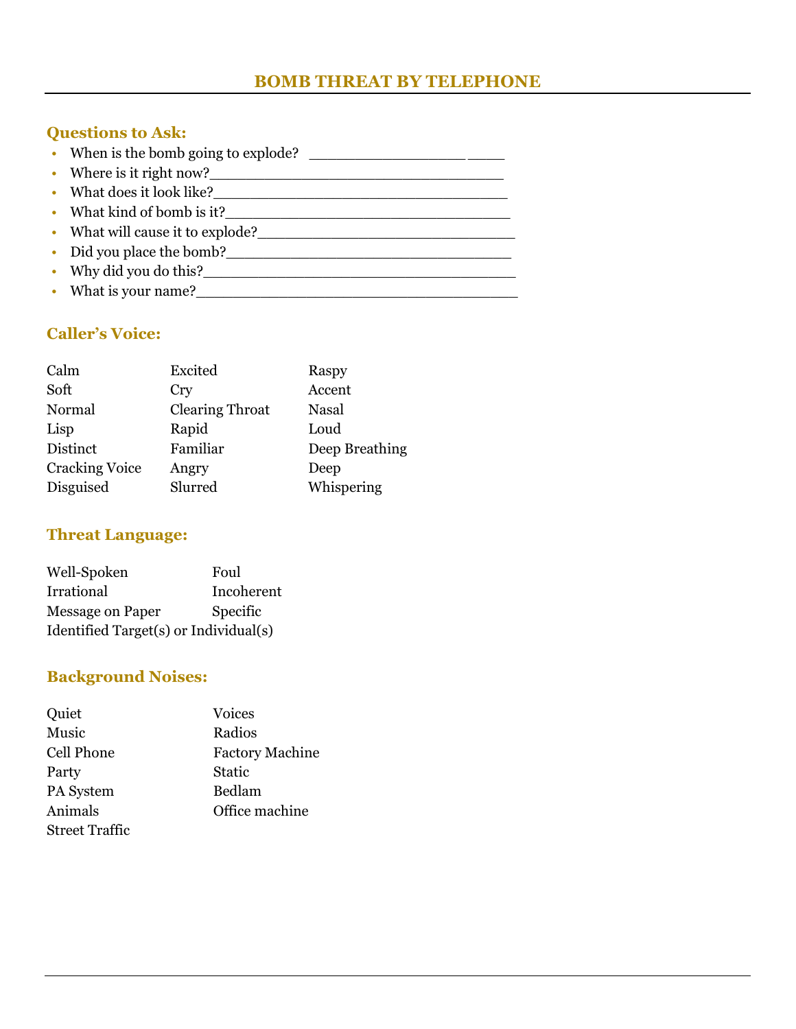# BOMB THREAT BY TELEPHONE

## Questions to Ask:

- When is the bomb going to explode? ________________ ____
- Where is it right now?________________________________
- What does it look like?________________________________
- What kind of bomb is it?______________________________
- What will cause it to explode?___________________________
- Did you place the bomb?_______________________________
- Why did you do this?__________________________________
- What is your name?___________________________________

## Caller's Voice:

| | | |
|---|---|---|
| Calm | Excited | Raspy |
| Soft | Cry | Accent |
| Normal | Clearing Throat | Nasal |
| Lisp | Rapid | Loud |
| Distinct | Familiar | Deep Breathing |
| Cracking Voice | Angry | Deep |
| Disguised | Slurred | Whispering |

## Threat Language:

| | |
|---|---|
| Well-Spoken | Foul |
| Irrational | Incoherent |
| Message on Paper | Specific |
| Identified Target(s) or Individual(s) | |

## Background Noises:

| | |
|---|---|
| Quiet | Voices |
| Music | Radios |
| Cell Phone | Factory Machine |
| Party | Static |
| PA System | Bedlam |
| Animals | Office machine |
| Street Traffic | |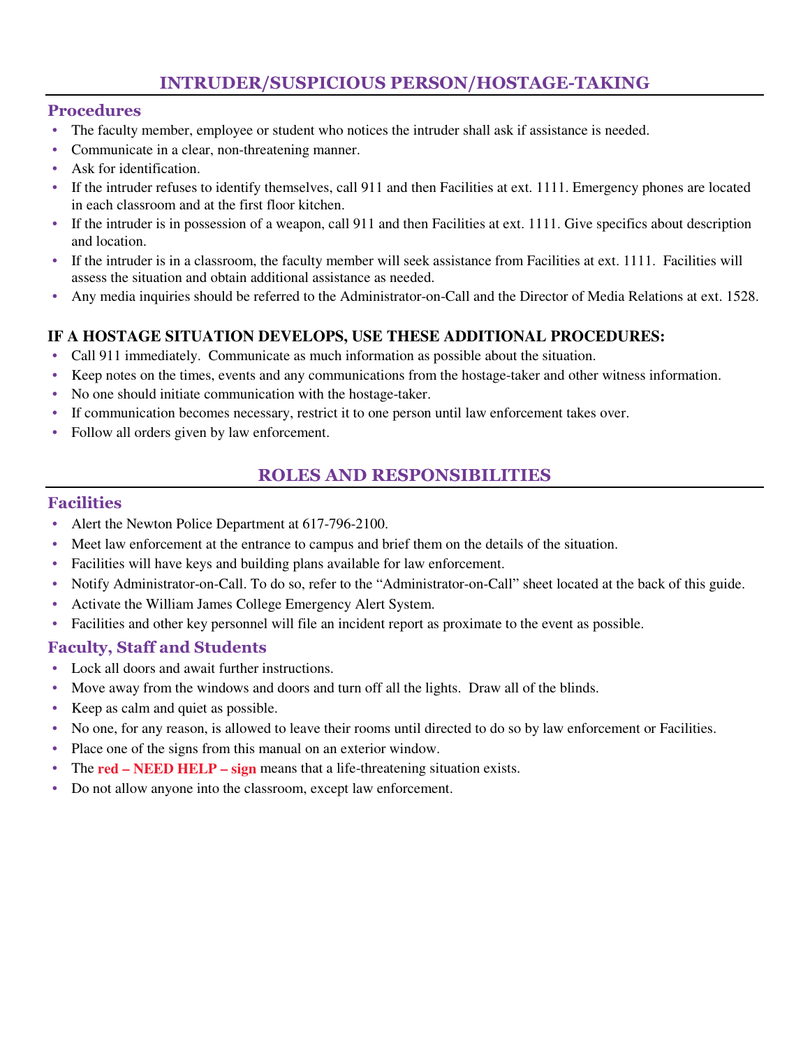## INTRUDER/SUSPICIOUS PERSON/HOSTAGE-TAKING

### Procedures

- The faculty member, employee or student who notices the intruder shall ask if assistance is needed.
- Communicate in a clear, non-threatening manner.
- Ask for identification.
- If the intruder refuses to identify themselves, call 911 and then Facilities at ext. 1111. Emergency phones are located in each classroom and at the first floor kitchen.
- If the intruder is in possession of a weapon, call 911 and then Facilities at ext. 1111. Give specifics about description and location.
- If the intruder is in a classroom, the faculty member will seek assistance from Facilities at ext. 1111. Facilities will assess the situation and obtain additional assistance as needed.
- Any media inquiries should be referred to the Administrator-on-Call and the Director of Media Relations at ext. 1528.

**IF A HOSTAGE SITUATION DEVELOPS, USE THESE ADDITIONAL PROCEDURES:**

- Call 911 immediately. Communicate as much information as possible about the situation.
- Keep notes on the times, events and any communications from the hostage-taker and other witness information.
- No one should initiate communication with the hostage-taker.
- If communication becomes necessary, restrict it to one person until law enforcement takes over.
- Follow all orders given by law enforcement.

## ROLES AND RESPONSIBILITIES

### Facilities

- Alert the Newton Police Department at 617-796-2100.
- Meet law enforcement at the entrance to campus and brief them on the details of the situation.
- Facilities will have keys and building plans available for law enforcement.
- Notify Administrator-on-Call. To do so, refer to the "Administrator-on-Call" sheet located at the back of this guide.
- Activate the William James College Emergency Alert System.
- Facilities and other key personnel will file an incident report as proximate to the event as possible.

### Faculty, Staff and Students

- Lock all doors and await further instructions.
- Move away from the windows and doors and turn off all the lights. Draw all of the blinds.
- Keep as calm and quiet as possible.
- No one, for any reason, is allowed to leave their rooms until directed to do so by law enforcement or Facilities.
- Place one of the signs from this manual on an exterior window.
- The **red – NEED HELP – sign** means that a life-threatening situation exists.
- Do not allow anyone into the classroom, except law enforcement.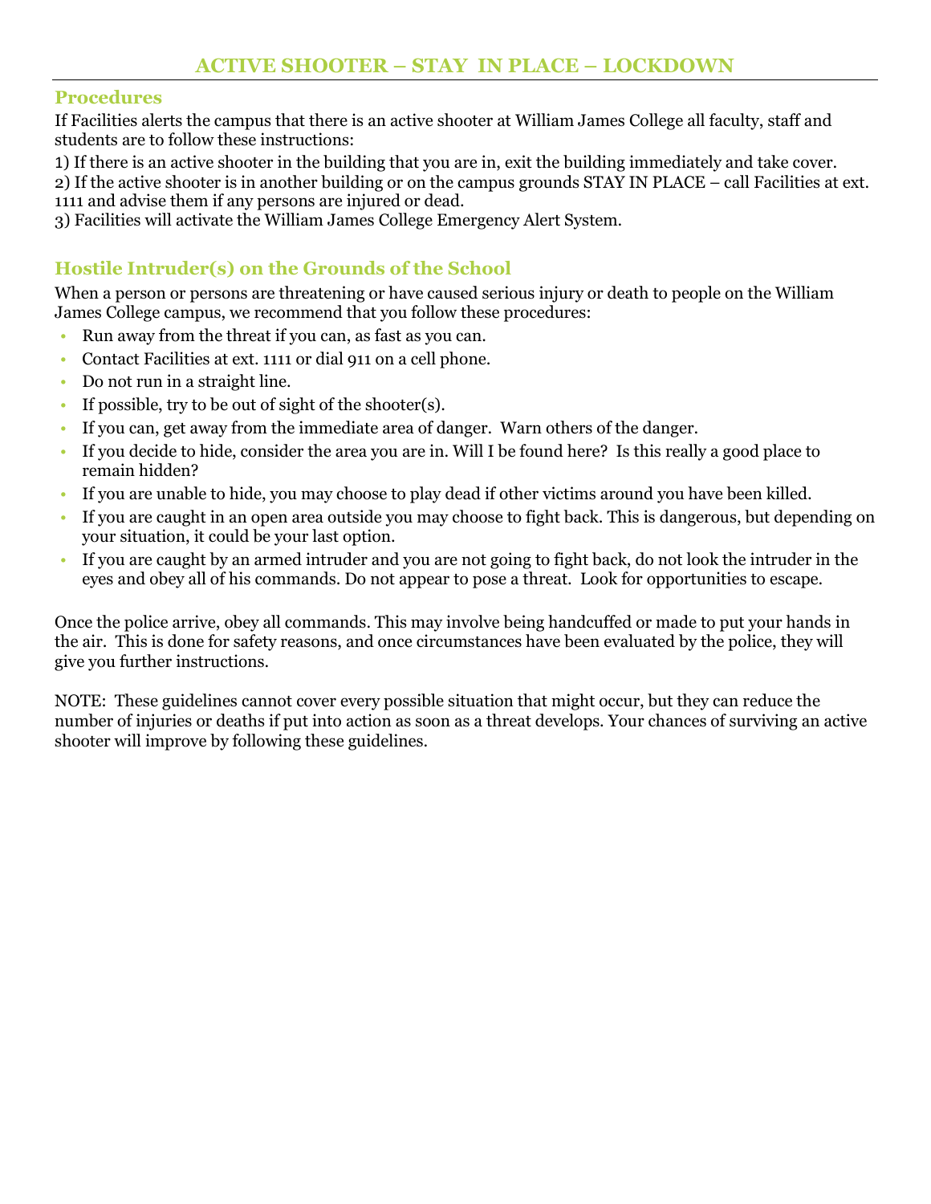# ACTIVE SHOOTER – STAY IN PLACE – LOCKDOWN

## Procedures

If Facilities alerts the campus that there is an active shooter at William James College all faculty, staff and students are to follow these instructions:

1) If there is an active shooter in the building that you are in, exit the building immediately and take cover.
2) If the active shooter is in another building or on the campus grounds STAY IN PLACE – call Facilities at ext. 1111 and advise them if any persons are injured or dead.
3) Facilities will activate the William James College Emergency Alert System.

## Hostile Intruder(s) on the Grounds of the School

When a person or persons are threatening or have caused serious injury or death to people on the William James College campus, we recommend that you follow these procedures:

- Run away from the threat if you can, as fast as you can.
- Contact Facilities at ext. 1111 or dial 911 on a cell phone.
- Do not run in a straight line.
- If possible, try to be out of sight of the shooter(s).
- If you can, get away from the immediate area of danger. Warn others of the danger.
- If you decide to hide, consider the area you are in. Will I be found here? Is this really a good place to remain hidden?
- If you are unable to hide, you may choose to play dead if other victims around you have been killed.
- If you are caught in an open area outside you may choose to fight back. This is dangerous, but depending on your situation, it could be your last option.
- If you are caught by an armed intruder and you are not going to fight back, do not look the intruder in the eyes and obey all of his commands. Do not appear to pose a threat. Look for opportunities to escape.

Once the police arrive, obey all commands. This may involve being handcuffed or made to put your hands in the air. This is done for safety reasons, and once circumstances have been evaluated by the police, they will give you further instructions.

NOTE: These guidelines cannot cover every possible situation that might occur, but they can reduce the number of injuries or deaths if put into action as soon as a threat develops. Your chances of surviving an active shooter will improve by following these guidelines.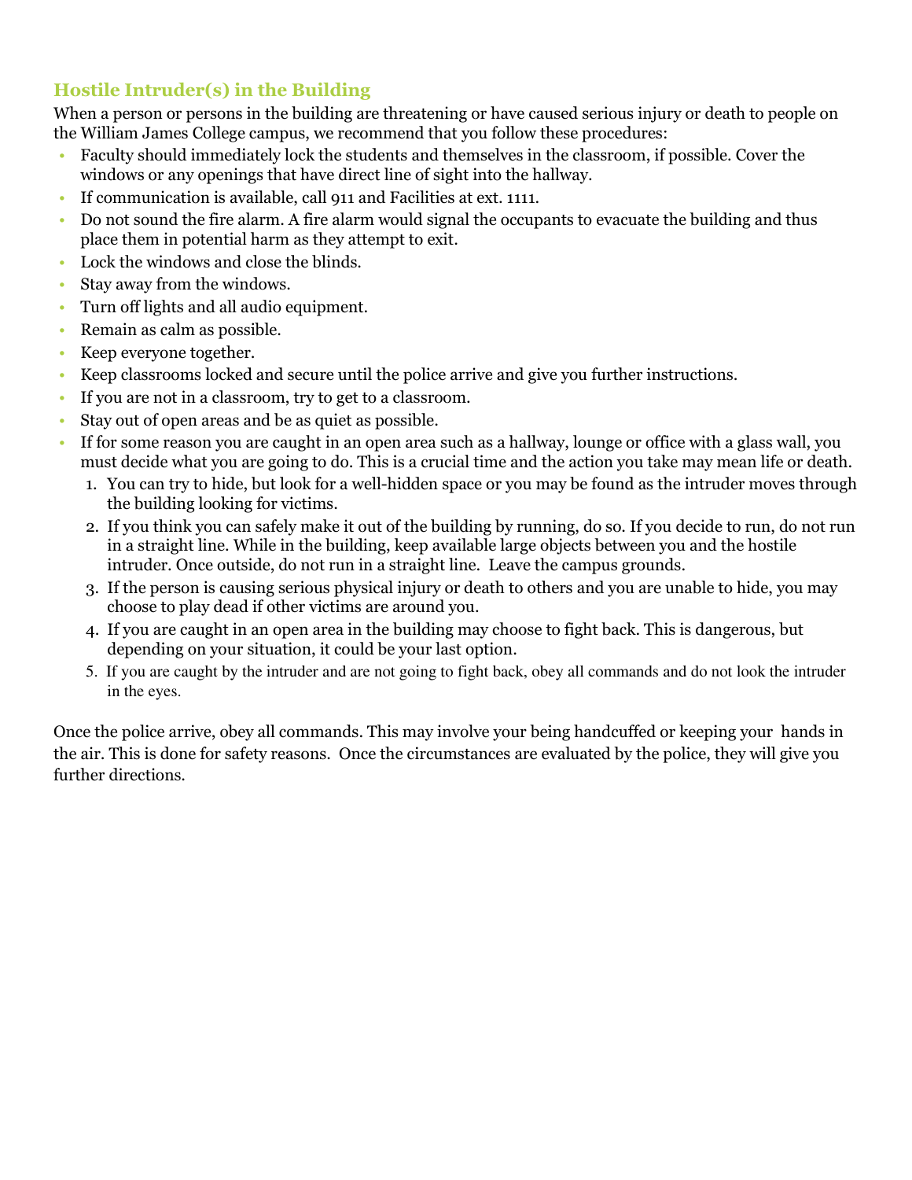## Hostile Intruder(s) in the Building

When a person or persons in the building are threatening or have caused serious injury or death to people on the William James College campus, we recommend that you follow these procedures:

- Faculty should immediately lock the students and themselves in the classroom, if possible. Cover the windows or any openings that have direct line of sight into the hallway.
- If communication is available, call 911 and Facilities at ext. 1111.
- Do not sound the fire alarm. A fire alarm would signal the occupants to evacuate the building and thus place them in potential harm as they attempt to exit.
- Lock the windows and close the blinds.
- Stay away from the windows.
- Turn off lights and all audio equipment.
- Remain as calm as possible.
- Keep everyone together.
- Keep classrooms locked and secure until the police arrive and give you further instructions.
- If you are not in a classroom, try to get to a classroom.
- Stay out of open areas and be as quiet as possible.
- If for some reason you are caught in an open area such as a hallway, lounge or office with a glass wall, you must decide what you are going to do. This is a crucial time and the action you take may mean life or death.
  1. You can try to hide, but look for a well-hidden space or you may be found as the intruder moves through the building looking for victims.
  2. If you think you can safely make it out of the building by running, do so. If you decide to run, do not run in a straight line. While in the building, keep available large objects between you and the hostile intruder. Once outside, do not run in a straight line. Leave the campus grounds.
  3. If the person is causing serious physical injury or death to others and you are unable to hide, you may choose to play dead if other victims are around you.
  4. If you are caught in an open area in the building may choose to fight back. This is dangerous, but depending on your situation, it could be your last option.
  5. If you are caught by the intruder and are not going to fight back, obey all commands and do not look the intruder in the eyes.

Once the police arrive, obey all commands. This may involve your being handcuffed or keeping your hands in the air. This is done for safety reasons. Once the circumstances are evaluated by the police, they will give you further directions.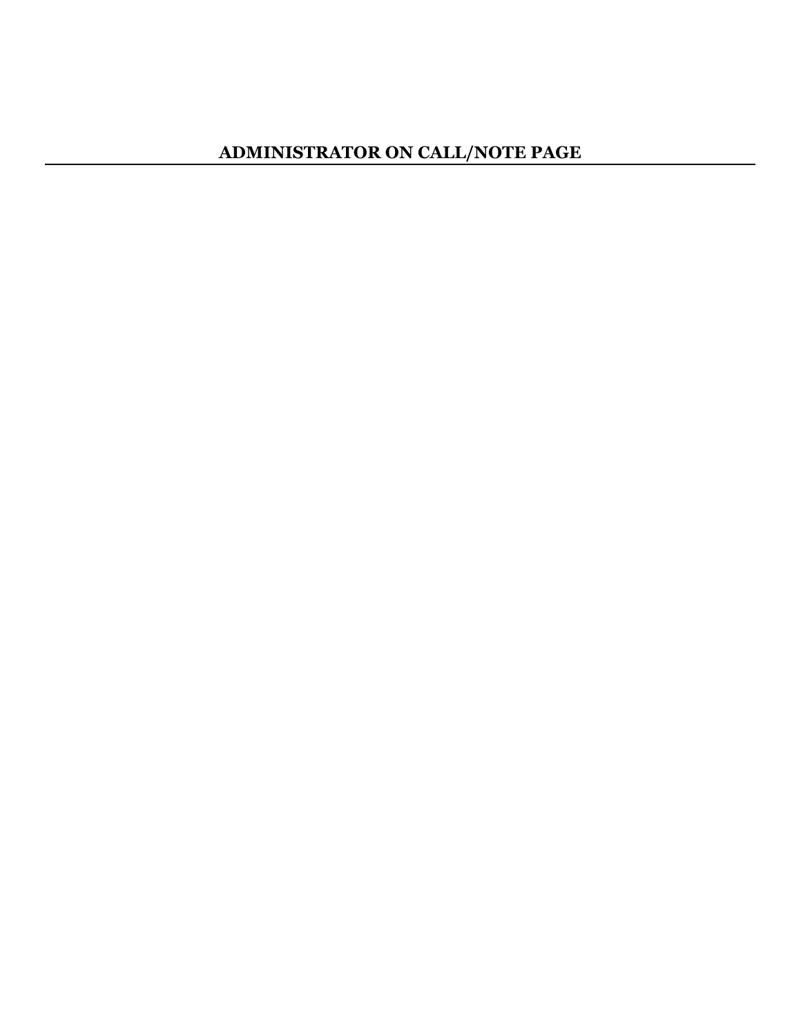# ADMINISTRATOR ON CALL/NOTE PAGE